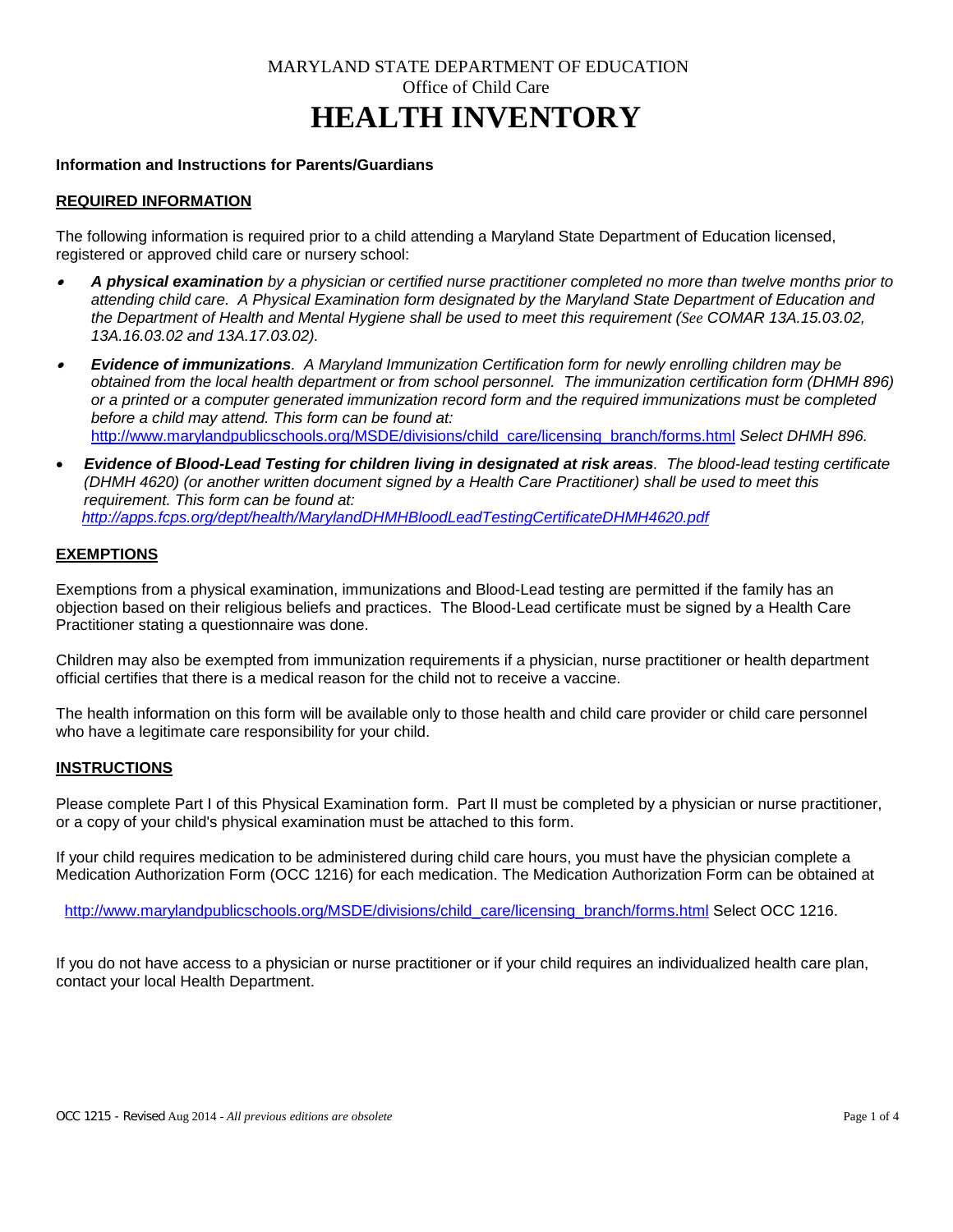MARYLAND STATE DEPARTMENT OF EDUCATION

Office of Child Care

# HEALTH INVENTORY

**Information and Instructions for Parents/Guardians**

## REQUIRED INFORMATION

The following information is required prior to a child attending a Maryland State Department of Education licensed, registered or approved child care or nursery school:

- ***A physical examination*** *by a physician or certified nurse practitioner completed no more than twelve months prior to attending child care. A Physical Examination form designated by the Maryland State Department of Education and the Department of Health and Mental Hygiene shall be used to meet this requirement (See COMAR 13A.15.03.02, 13A.16.03.02 and 13A.17.03.02).*
- ***Evidence of immunizations****. A Maryland Immunization Certification form for newly enrolling children may be obtained from the local health department or from school personnel. The immunization certification form (DHMH 896) or a printed or a computer generated immunization record form and the required immunizations must be completed before a child may attend. This form can be found at:* http://www.marylandpublicschools.org/MSDE/divisions/child_care/licensing_branch/forms.html *Select DHMH 896.*
- ***Evidence of Blood-Lead Testing for children living in designated at risk areas****. The blood-lead testing certificate (DHMH 4620) (or another written document signed by a Health Care Practitioner) shall be used to meet this requirement. This form can be found at:* *http://apps.fcps.org/dept/health/MarylandDHMHBloodLeadTestingCertificateDHMH4620.pdf*

## EXEMPTIONS

Exemptions from a physical examination, immunizations and Blood-Lead testing are permitted if the family has an objection based on their religious beliefs and practices. The Blood-Lead certificate must be signed by a Health Care Practitioner stating a questionnaire was done.

Children may also be exempted from immunization requirements if a physician, nurse practitioner or health department official certifies that there is a medical reason for the child not to receive a vaccine.

The health information on this form will be available only to those health and child care provider or child care personnel who have a legitimate care responsibility for your child.

## INSTRUCTIONS

Please complete Part I of this Physical Examination form. Part II must be completed by a physician or nurse practitioner, or a copy of your child's physical examination must be attached to this form.

If your child requires medication to be administered during child care hours, you must have the physician complete a Medication Authorization Form (OCC 1216) for each medication. The Medication Authorization Form can be obtained at

http://www.marylandpublicschools.org/MSDE/divisions/child_care/licensing_branch/forms.html Select OCC 1216.

If you do not have access to a physician or nurse practitioner or if your child requires an individualized health care plan, contact your local Health Department.

OCC 1215 - Revised Aug 2014 - *All previous editions are obsolete*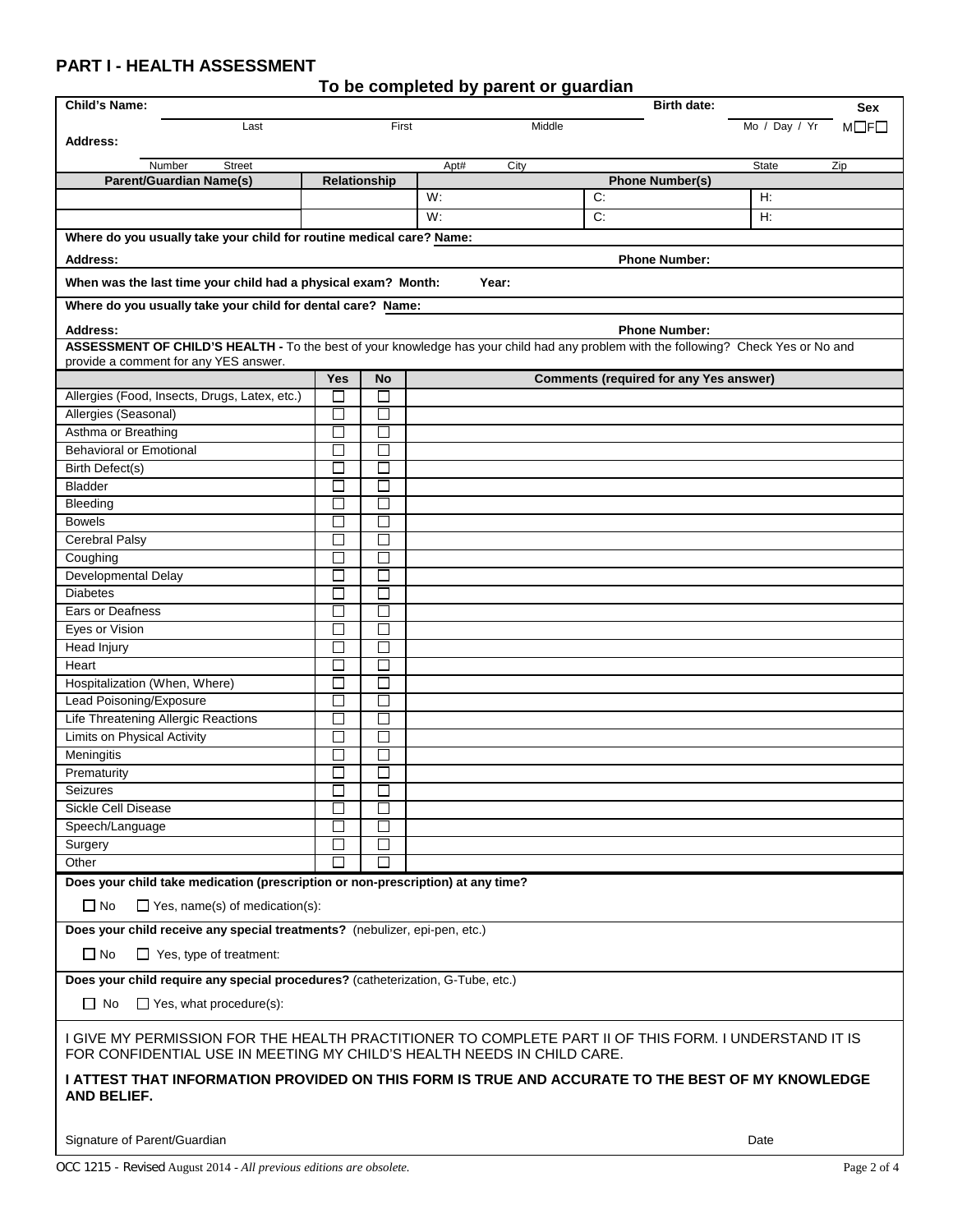## PART I - HEALTH ASSESSMENT

### To be completed by parent or guardian

**Child's Name:** ______________________ (Last) ______________________ (First) ______________________ (Middle) **Birth date:** Mo / Day / Yr **Sex** M☐ F☐

**Address:** ______________________ (Number) (Street) (Apt#) (City) (State) (Zip)

| Parent/Guardian Name(s) | Relationship | Phone Number(s) | | |
|---|---|---|---|---|
| | | W: | C: | H: |
| | | W: | C: | H: |

**Where do you usually take your child for routine medical care? Name:**

**Address:** **Phone Number:**

**When was the last time your child had a physical exam? Month:** **Year:**

**Where do you usually take your child for dental care? Name:**

**Address:** **Phone Number:**

**ASSESSMENT OF CHILD'S HEALTH -** To the best of your knowledge has your child had any problem with the following? Check Yes or No and provide a comment for any YES answer.

| | Yes | No | Comments (required for any Yes answer) |
|---|---|---|---|
| Allergies (Food, Insects, Drugs, Latex, etc.) | ☐ | ☐ | |
| Allergies (Seasonal) | ☐ | ☐ | |
| Asthma or Breathing | ☐ | ☐ | |
| Behavioral or Emotional | ☐ | ☐ | |
| Birth Defect(s) | ☐ | ☐ | |
| Bladder | ☐ | ☐ | |
| Bleeding | ☐ | ☐ | |
| Bowels | ☐ | ☐ | |
| Cerebral Palsy | ☐ | ☐ | |
| Coughing | ☐ | ☐ | |
| Developmental Delay | ☐ | ☐ | |
| Diabetes | ☐ | ☐ | |
| Ears or Deafness | ☐ | ☐ | |
| Eyes or Vision | ☐ | ☐ | |
| Head Injury | ☐ | ☐ | |
| Heart | ☐ | ☐ | |
| Hospitalization (When, Where) | ☐ | ☐ | |
| Lead Poisoning/Exposure | ☐ | ☐ | |
| Life Threatening Allergic Reactions | ☐ | ☐ | |
| Limits on Physical Activity | ☐ | ☐ | |
| Meningitis | ☐ | ☐ | |
| Prematurity | ☐ | ☐ | |
| Seizures | ☐ | ☐ | |
| Sickle Cell Disease | ☐ | ☐ | |
| Speech/Language | ☐ | ☐ | |
| Surgery | ☐ | ☐ | |
| Other | ☐ | ☐ | |

**Does your child take medication (prescription or non-prescription) at any time?**

☐ No ☐ Yes, name(s) of medication(s):

**Does your child receive any special treatments?** (nebulizer, epi-pen, etc.)

☐ No ☐ Yes, type of treatment:

**Does your child require any special procedures?** (catheterization, G-Tube, etc.)

☐ No ☐ Yes, what procedure(s):

I GIVE MY PERMISSION FOR THE HEALTH PRACTITIONER TO COMPLETE PART II OF THIS FORM. I UNDERSTAND IT IS FOR CONFIDENTIAL USE IN MEETING MY CHILD'S HEALTH NEEDS IN CHILD CARE.

**I ATTEST THAT INFORMATION PROVIDED ON THIS FORM IS TRUE AND ACCURATE TO THE BEST OF MY KNOWLEDGE AND BELIEF.**

Signature of Parent/Guardian Date

OCC 1215 - Revised August 2014 - *All previous editions are obsolete.*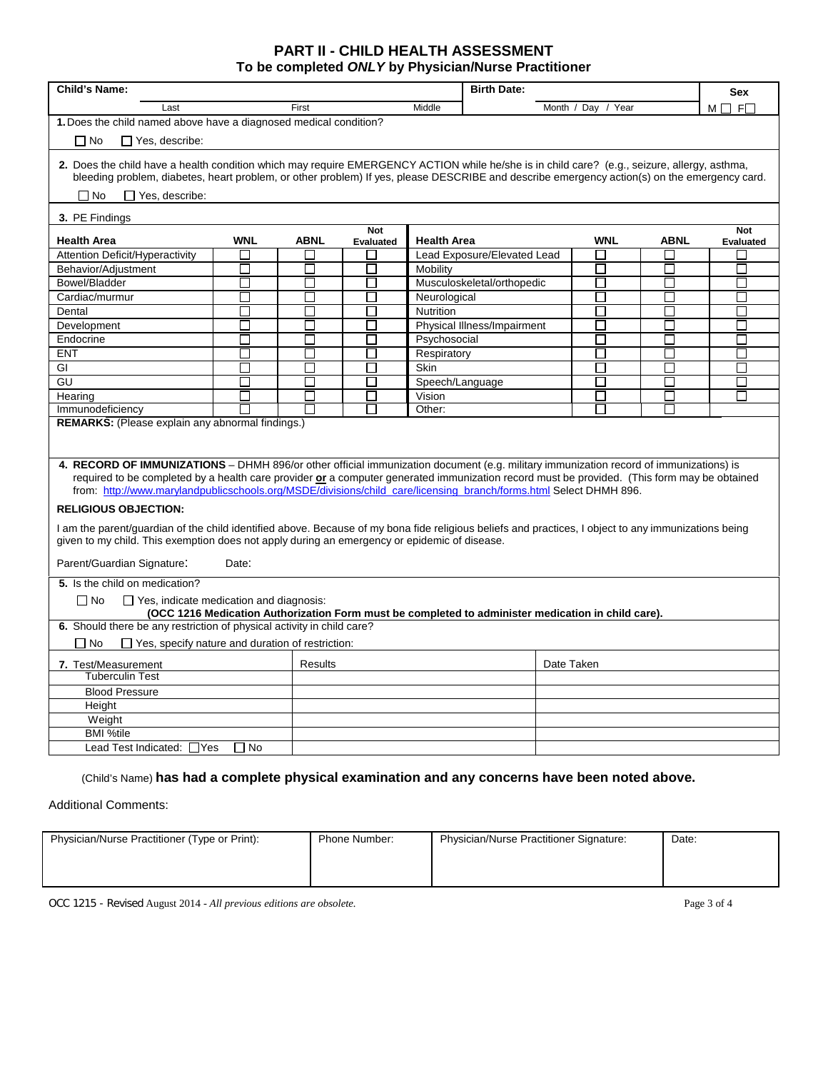# PART II - CHILD HEALTH ASSESSMENT

### To be completed *ONLY* by Physician/Nurse Practitioner

| **Child's Name:** | | | **Birth Date:** | **Sex** |
|---|---|---|---|---|
| Last | First | Middle | Month / Day / Year | M ☐ F☐ |

**1.** Does the child named above have a diagnosed medical condition?

☐ No ☐ Yes, describe:

**2.** Does the child have a health condition which may require EMERGENCY ACTION while he/she is in child care? (e.g., seizure, allergy, asthma, bleeding problem, diabetes, heart problem, or other problem) If yes, please DESCRIBE and describe emergency action(s) on the emergency card.

☐ No ☐ Yes, describe:

**3.** PE Findings

| **Health Area** | **WNL** | **ABNL** | **Not Evaluated** | **Health Area** | **WNL** | **ABNL** | **Not Evaluated** |
|---|---|---|---|---|---|---|---|
| Attention Deficit/Hyperactivity | ☐ | ☐ | ☐ | Lead Exposure/Elevated Lead | ☐ | ☐ | ☐ |
| Behavior/Adjustment | ☐ | ☐ | ☐ | Mobility | ☐ | ☐ | ☐ |
| Bowel/Bladder | ☐ | ☐ | ☐ | Musculoskeletal/orthopedic | ☐ | ☐ | ☐ |
| Cardiac/murmur | ☐ | ☐ | ☐ | Neurological | ☐ | ☐ | ☐ |
| Dental | ☐ | ☐ | ☐ | Nutrition | ☐ | ☐ | ☐ |
| Development | ☐ | ☐ | ☐ | Physical Illness/Impairment | ☐ | ☐ | ☐ |
| Endocrine | ☐ | ☐ | ☐ | Psychosocial | ☐ | ☐ | ☐ |
| ENT | ☐ | ☐ | ☐ | Respiratory | ☐ | ☐ | ☐ |
| GI | ☐ | ☐ | ☐ | Skin | ☐ | ☐ | ☐ |
| GU | ☐ | ☐ | ☐ | Speech/Language | ☐ | ☐ | ☐ |
| Hearing | ☐ | ☐ | ☐ | Vision | ☐ | ☐ | ☐ |
| Immunodeficiency | ☐ | ☐ | ☐ | Other: | ☐ | ☐ | |

**REMARKS:** (Please explain any abnormal findings.)

**4. RECORD OF IMMUNIZATIONS** – DHMH 896/or other official immunization document (e.g. military immunization record of immunizations) is required to be completed by a health care provider **or** a computer generated immunization record must be provided. (This form may be obtained from: http://www.marylandpublicschools.org/MSDE/divisions/child_care/licensing_branch/forms.html Select DHMH 896.

**RELIGIOUS OBJECTION:**

I am the parent/guardian of the child identified above. Because of my bona fide religious beliefs and practices, I object to any immunizations being given to my child. This exemption does not apply during an emergency or epidemic of disease.

Parent/Guardian Signature: Date:

**5.** Is the child on medication?

☐ No ☐ Yes, indicate medication and diagnosis:

**(OCC 1216 Medication Authorization Form must be completed to administer medication in child care).**

**6.** Should there be any restriction of physical activity in child care?

☐ No ☐ Yes, specify nature and duration of restriction:

| **7.** Test/Measurement | Results | Date Taken |
|---|---|---|
| Tuberculin Test | | |
| Blood Pressure | | |
| Height | | |
| Weight | | |
| BMI %tile | | |
| Lead Test Indicated: ☐Yes ☐ No | | |

(Child's Name) **has had a complete physical examination and any concerns have been noted above.**

Additional Comments:

| Physician/Nurse Practitioner (Type or Print): | Phone Number: | Physician/Nurse Practitioner Signature: | Date: |
|---|---|---|---|
| | | | |

OCC 1215 - Revised August 2014 - *All previous editions are obsolete.*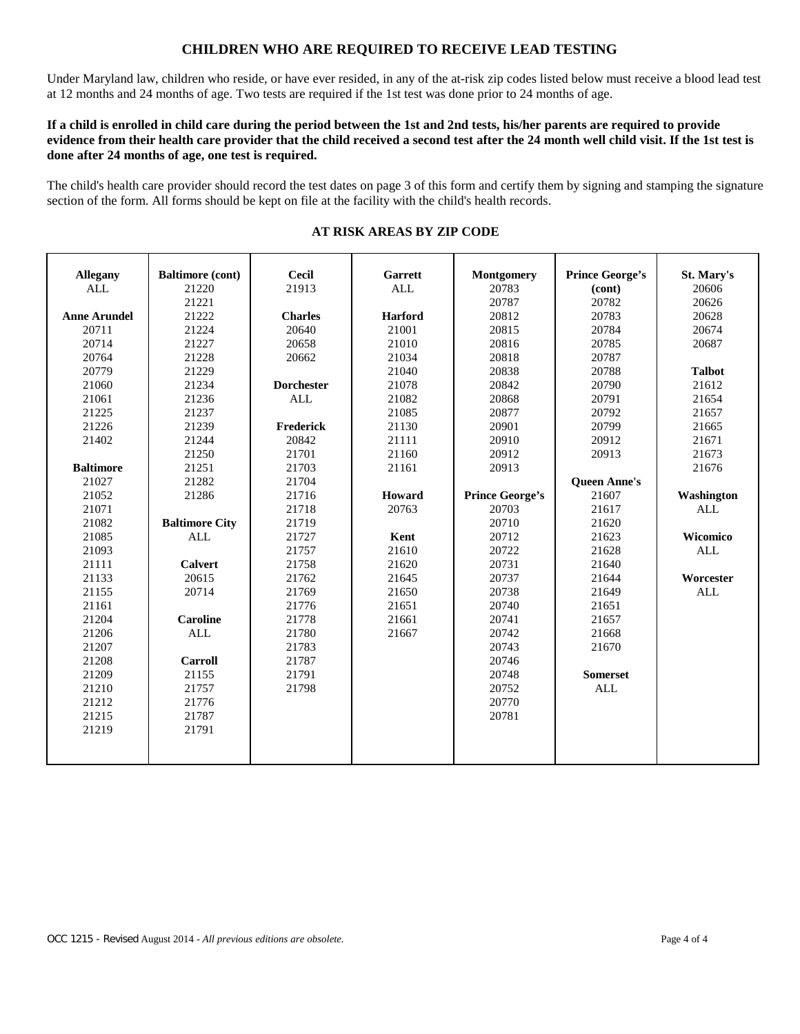## CHILDREN WHO ARE REQUIRED TO RECEIVE LEAD TESTING

Under Maryland law, children who reside, or have ever resided, in any of the at-risk zip codes listed below must receive a blood lead test at 12 months and 24 months of age. Two tests are required if the 1st test was done prior to 24 months of age.

**If a child is enrolled in child care during the period between the 1st and 2nd tests, his/her parents are required to provide evidence from their health care provider that the child received a second test after the 24 month well child visit. If the 1st test is done after 24 months of age, one test is required.**

The child's health care provider should record the test dates on page 3 of this form and certify them by signing and stamping the signature section of the form. All forms should be kept on file at the facility with the child's health records.

### AT RISK AREAS BY ZIP CODE

| | | | | | | |
|---|---|---|---|---|---|---|
| **Allegany** | **Baltimore (cont)** | **Cecil** | **Garrett** | **Montgomery** | **Prince George's (cont)** | **St. Mary's** |
| ALL | 21220 | 21913 | ALL | 20783 | 20782 | 20606 |
| | 21221 | | | 20787 | 20783 | 20626 |
| **Anne Arundel** | 21222 | **Charles** | **Harford** | 20812 | 20784 | 20628 |
| 20711 | 21224 | 20640 | 21001 | 20815 | 20785 | 20674 |
| 20714 | 21227 | 20658 | 21010 | 20816 | 20787 | 20687 |
| 20764 | 21228 | 20662 | 21034 | 20818 | 20788 | |
| 20779 | 21229 | | 21040 | 20838 | 20790 | **Talbot** |
| 21060 | 21234 | **Dorchester** | 21078 | 20842 | 20791 | 21612 |
| 21061 | 21236 | ALL | 21082 | 20868 | 20792 | 21654 |
| 21225 | 21237 | | 21085 | 20877 | 20799 | 21657 |
| 21226 | 21239 | **Frederick** | 21130 | 20901 | 20912 | 21665 |
| 21402 | 21244 | 20842 | 21111 | 20910 | 20913 | 21671 |
| | 21250 | 21701 | 21160 | 20912 | | 21673 |
| **Baltimore** | 21251 | 21703 | 21161 | 20913 | **Queen Anne's** | 21676 |
| 21027 | 21282 | 21704 | | | 21607 | |
| 21052 | 21286 | 21716 | **Howard** | **Prince George's** | 21617 | **Washington** |
| 21071 | | 21718 | 20763 | 20703 | 21620 | ALL |
| 21082 | **Baltimore City** | 21719 | | 20710 | 21623 | |
| 21085 | ALL | 21727 | **Kent** | 20712 | 21628 | **Wicomico** |
| 21093 | | 21757 | 21610 | 20722 | 21640 | ALL |
| 21111 | **Calvert** | 21758 | 21620 | 20731 | 21644 | |
| 21133 | 20615 | 21762 | 21645 | 20737 | 21649 | **Worcester** |
| 21155 | 20714 | 21769 | 21650 | 20738 | 21651 | ALL |
| 21161 | | 21776 | 21651 | 20740 | 21657 | |
| 21204 | **Caroline** | 21778 | 21661 | 20741 | 21668 | |
| 21206 | ALL | 21780 | 21667 | 20742 | 21670 | |
| 21207 | | 21783 | | 20743 | | |
| 21208 | **Carroll** | 21787 | | 20746 | **Somerset** | |
| 21209 | 21155 | 21791 | | 20748 | ALL | |
| 21210 | 21757 | 21798 | | 20752 | | |
| 21212 | 21776 | | | 20770 | | |
| 21215 | 21787 | | | 20781 | | |
| 21219 | 21791 | | | | | |

OCC 1215 - Revised August 2014 - *All previous editions are obsolete.*